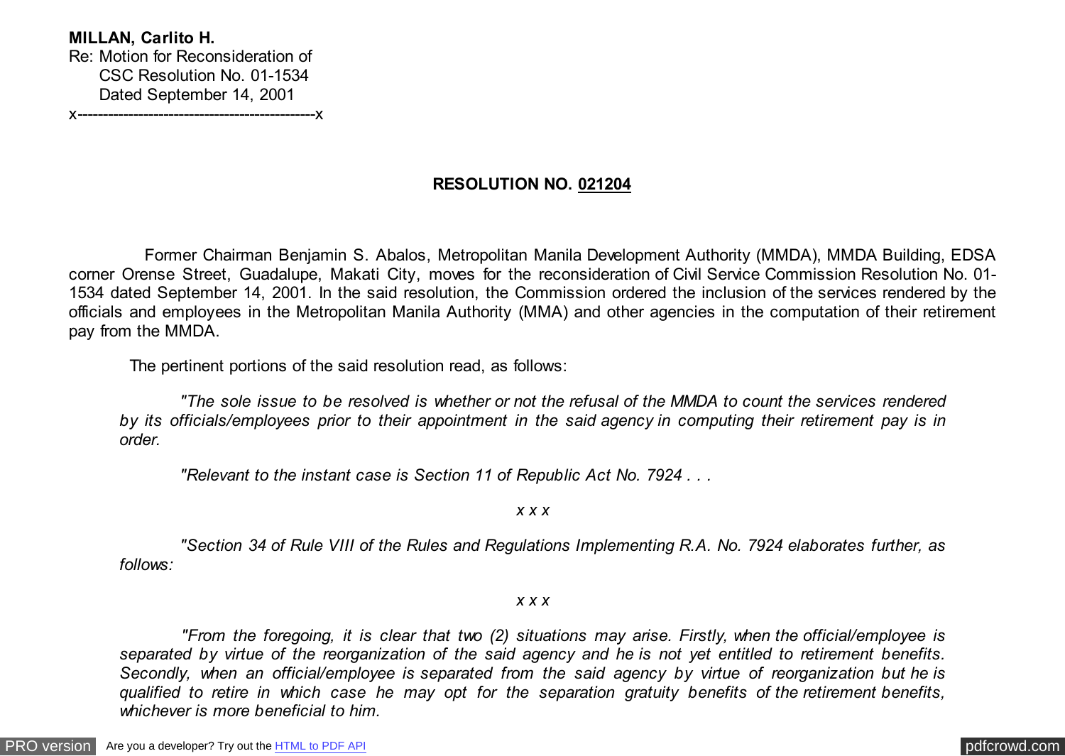**MILLAN, Carlito H.**
Re: Motion for Reconsideration of
CSC Resolution No. 01-1534
Dated September 14, 2001
x----------------------------------------------x

**RESOLUTION NO. 021204**

Former Chairman Benjamin S. Abalos, Metropolitan Manila Development Authority (MMDA), MMDA Building, EDSA corner Orense Street, Guadalupe, Makati City, moves for the reconsideration of Civil Service Commission Resolution No. 01-1534 dated September 14, 2001. In the said resolution, the Commission ordered the inclusion of the services rendered by the officials and employees in the Metropolitan Manila Authority (MMA) and other agencies in the computation of their retirement pay from the MMDA.

The pertinent portions of the said resolution read, as follows:

> *"The sole issue to be resolved is whether or not the refusal of the MMDA to count the services rendered by its officials/employees prior to their appointment in the said agency in computing their retirement pay is in order.*
>
> *"Relevant to the instant case is Section 11 of Republic Act No. 7924 . . .*
>
> *x x x*
>
> *"Section 34 of Rule VIII of the Rules and Regulations Implementing R.A. No. 7924 elaborates further, as follows:*
>
> *x x x*
>
> *"From the foregoing, it is clear that two (2) situations may arise. Firstly, when the official/employee is separated by virtue of the reorganization of the said agency and he is not yet entitled to retirement benefits. Secondly, when an official/employee is separated from the said agency by virtue of reorganization but he is qualified to retire in which case he may opt for the separation gratuity benefits of the retirement benefits, whichever is more beneficial to him.*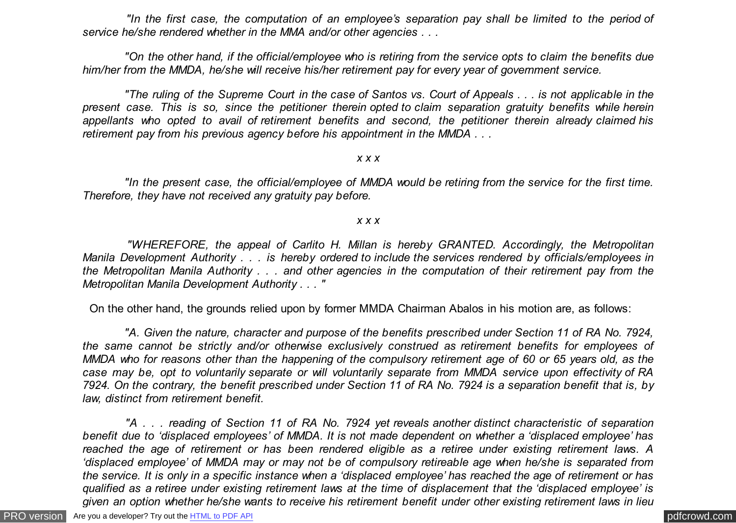*"In the first case, the computation of an employee's separation pay shall be limited to the period of service he/she rendered whether in the MMA and/or other agencies . . .*

*"On the other hand, if the official/employee who is retiring from the service opts to claim the benefits due him/her from the MMDA, he/she will receive his/her retirement pay for every year of government service.*

*"The ruling of the Supreme Court in the case of Santos vs. Court of Appeals . . . is not applicable in the present case. This is so, since the petitioner therein opted to claim separation gratuity benefits while herein appellants who opted to avail of retirement benefits and second, the petitioner therein already claimed his retirement pay from his previous agency before his appointment in the MMDA . . .*

*x x x*

*"In the present case, the official/employee of MMDA would be retiring from the service for the first time. Therefore, they have not received any gratuity pay before.*

*x x x*

*"WHEREFORE, the appeal of Carlito H. Millan is hereby GRANTED. Accordingly, the Metropolitan Manila Development Authority . . . is hereby ordered to include the services rendered by officials/employees in the Metropolitan Manila Authority . . . and other agencies in the computation of their retirement pay from the Metropolitan Manila Development Authority . . . "*

On the other hand, the grounds relied upon by former MMDA Chairman Abalos in his motion are, as follows:

*"A. Given the nature, character and purpose of the benefits prescribed under Section 11 of RA No. 7924, the same cannot be strictly and/or otherwise exclusively construed as retirement benefits for employees of MMDA who for reasons other than the happening of the compulsory retirement age of 60 or 65 years old, as the case may be, opt to voluntarily separate or will voluntarily separate from MMDA service upon effectivity of RA 7924. On the contrary, the benefit prescribed under Section 11 of RA No. 7924 is a separation benefit that is, by law, distinct from retirement benefit.*

*"A . . . reading of Section 11 of RA No. 7924 yet reveals another distinct characteristic of separation benefit due to 'displaced employees' of MMDA. It is not made dependent on whether a 'displaced employee' has reached the age of retirement or has been rendered eligible as a retiree under existing retirement laws. A 'displaced employee' of MMDA may or may not be of compulsory retireable age when he/she is separated from the service. It is only in a specific instance when a 'displaced employee' has reached the age of retirement or has qualified as a retiree under existing retirement laws at the time of displacement that the 'displaced employee' is given an option whether he/she wants to receive his retirement benefit under other existing retirement laws in lieu*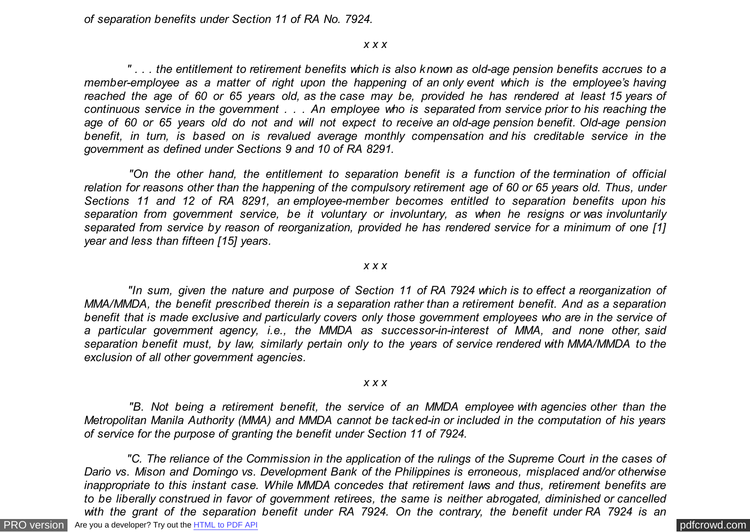*of separation benefits under Section 11 of RA No. 7924.*

*x x x*

*" . . . the entitlement to retirement benefits which is also known as old-age pension benefits accrues to a member-employee as a matter of right upon the happening of an only event which is the employee's having reached the age of 60 or 65 years old, as the case may be, provided he has rendered at least 15 years of continuous service in the government . . . An employee who is separated from service prior to his reaching the age of 60 or 65 years old do not and will not expect to receive an old-age pension benefit. Old-age pension benefit, in turn, is based on is revalued average monthly compensation and his creditable service in the government as defined under Sections 9 and 10 of RA 8291.*

*"On the other hand, the entitlement to separation benefit is a function of the termination of official relation for reasons other than the happening of the compulsory retirement age of 60 or 65 years old. Thus, under Sections 11 and 12 of RA 8291, an employee-member becomes entitled to separation benefits upon his separation from government service, be it voluntary or involuntary, as when he resigns or was involuntarily separated from service by reason of reorganization, provided he has rendered service for a minimum of one [1] year and less than fifteen [15] years.*

*x x x*

*"In sum, given the nature and purpose of Section 11 of RA 7924 which is to effect a reorganization of MMA/MMDA, the benefit prescribed therein is a separation rather than a retirement benefit. And as a separation benefit that is made exclusive and particularly covers only those government employees who are in the service of a particular government agency, i.e., the MMDA as successor-in-interest of MMA, and none other, said separation benefit must, by law, similarly pertain only to the years of service rendered with MMA/MMDA to the exclusion of all other government agencies.*

*x x x*

*"B. Not being a retirement benefit, the service of an MMDA employee with agencies other than the Metropolitan Manila Authority (MMA) and MMDA cannot be tacked-in or included in the computation of his years of service for the purpose of granting the benefit under Section 11 of 7924.*

*"C. The reliance of the Commission in the application of the rulings of the Supreme Court in the cases of Dario vs. Mison and Domingo vs. Development Bank of the Philippines is erroneous, misplaced and/or otherwise inappropriate to this instant case. While MMDA concedes that retirement laws and thus, retirement benefits are to be liberally construed in favor of government retirees, the same is neither abrogated, diminished or cancelled with the grant of the separation benefit under RA 7924. On the contrary, the benefit under RA 7924 is an*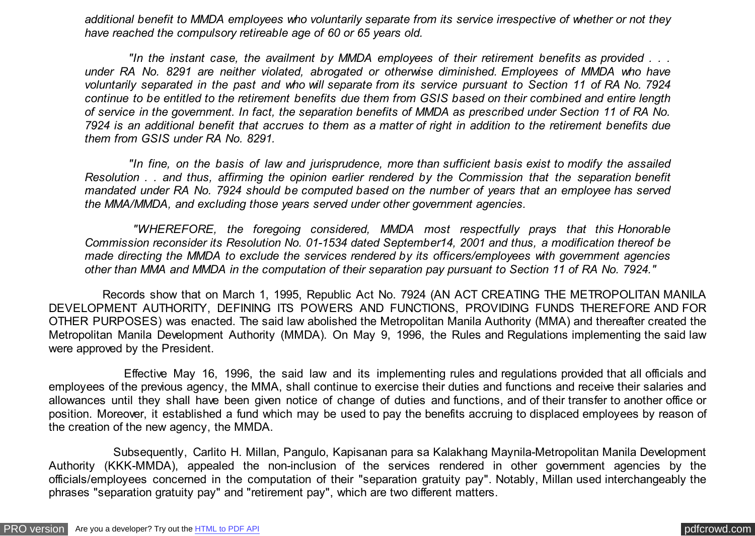*additional benefit to MMDA employees who voluntarily separate from its service irrespective of whether or not they have reached the compulsory retireable age of 60 or 65 years old.*

*"In the instant case, the availment by MMDA employees of their retirement benefits as provided . . . under RA No. 8291 are neither violated, abrogated or otherwise diminished. Employees of MMDA who have voluntarily separated in the past and who will separate from its service pursuant to Section 11 of RA No. 7924 continue to be entitled to the retirement benefits due them from GSIS based on their combined and entire length of service in the government. In fact, the separation benefits of MMDA as prescribed under Section 11 of RA No. 7924 is an additional benefit that accrues to them as a matter of right in addition to the retirement benefits due them from GSIS under RA No. 8291.*

*"In fine, on the basis of law and jurisprudence, more than sufficient basis exist to modify the assailed Resolution . . and thus, affirming the opinion earlier rendered by the Commission that the separation benefit mandated under RA No. 7924 should be computed based on the number of years that an employee has served the MMA/MMDA, and excluding those years served under other government agencies.*

*"WHEREFORE, the foregoing considered, MMDA most respectfully prays that this Honorable Commission reconsider its Resolution No. 01-1534 dated September14, 2001 and thus, a modification thereof be made directing the MMDA to exclude the services rendered by its officers/employees with government agencies other than MMA and MMDA in the computation of their separation pay pursuant to Section 11 of RA No. 7924."*

Records show that on March 1, 1995, Republic Act No. 7924 (AN ACT CREATING THE METROPOLITAN MANILA DEVELOPMENT AUTHORITY, DEFINING ITS POWERS AND FUNCTIONS, PROVIDING FUNDS THEREFORE AND FOR OTHER PURPOSES) was enacted. The said law abolished the Metropolitan Manila Authority (MMA) and thereafter created the Metropolitan Manila Development Authority (MMDA). On May 9, 1996, the Rules and Regulations implementing the said law were approved by the President.

Effective May 16, 1996, the said law and its implementing rules and regulations provided that all officials and employees of the previous agency, the MMA, shall continue to exercise their duties and functions and receive their salaries and allowances until they shall have been given notice of change of duties and functions, and of their transfer to another office or position. Moreover, it established a fund which may be used to pay the benefits accruing to displaced employees by reason of the creation of the new agency, the MMDA.

Subsequently, Carlito H. Millan, Pangulo, Kapisanan para sa Kalakhang Maynila-Metropolitan Manila Development Authority (KKK-MMDA), appealed the non-inclusion of the services rendered in other government agencies by the officials/employees concerned in the computation of their "separation gratuity pay". Notably, Millan used interchangeably the phrases "separation gratuity pay" and "retirement pay", which are two different matters.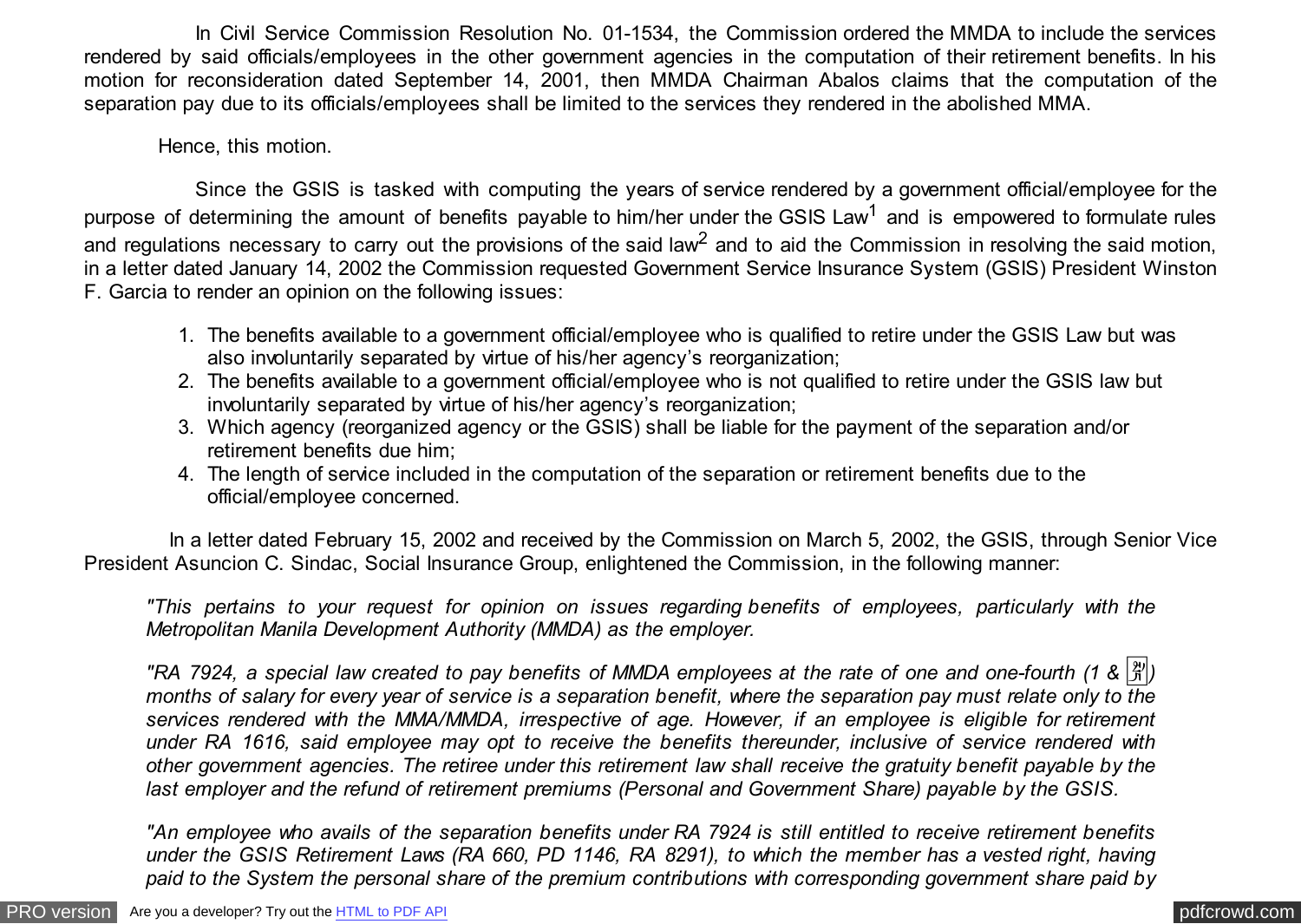In Civil Service Commission Resolution No. 01-1534, the Commission ordered the MMDA to include the services rendered by said officials/employees in the other government agencies in the computation of their retirement benefits. In his motion for reconsideration dated September 14, 2001, then MMDA Chairman Abalos claims that the computation of the separation pay due to its officials/employees shall be limited to the services they rendered in the abolished MMA.

Hence, this motion.

Since the GSIS is tasked with computing the years of service rendered by a government official/employee for the purpose of determining the amount of benefits payable to him/her under the GSIS Law[1] and is empowered to formulate rules and regulations necessary to carry out the provisions of the said law[2] and to aid the Commission in resolving the said motion, in a letter dated January 14, 2002 the Commission requested Government Service Insurance System (GSIS) President Winston F. Garcia to render an opinion on the following issues:

1. The benefits available to a government official/employee who is qualified to retire under the GSIS Law but was also involuntarily separated by virtue of his/her agency's reorganization;
2. The benefits available to a government official/employee who is not qualified to retire under the GSIS law but involuntarily separated by virtue of his/her agency's reorganization;
3. Which agency (reorganized agency or the GSIS) shall be liable for the payment of the separation and/or retirement benefits due him;
4. The length of service included in the computation of the separation or retirement benefits due to the official/employee concerned.

In a letter dated February 15, 2002 and received by the Commission on March 5, 2002, the GSIS, through Senior Vice President Asuncion C. Sindac, Social Insurance Group, enlightened the Commission, in the following manner:

*"This pertains to your request for opinion on issues regarding benefits of employees, particularly with the Metropolitan Manila Development Authority (MMDA) as the employer.*

*"RA 7924, a special law created to pay benefits of MMDA employees at the rate of one and one-fourth (1 & ¼) months of salary for every year of service is a separation benefit, where the separation pay must relate only to the services rendered with the MMA/MMDA, irrespective of age. However, if an employee is eligible for retirement under RA 1616, said employee may opt to receive the benefits thereunder, inclusive of service rendered with other government agencies. The retiree under this retirement law shall receive the gratuity benefit payable by the last employer and the refund of retirement premiums (Personal and Government Share) payable by the GSIS.*

*"An employee who avails of the separation benefits under RA 7924 is still entitled to receive retirement benefits under the GSIS Retirement Laws (RA 660, PD 1146, RA 8291), to which the member has a vested right, having paid to the System the personal share of the premium contributions with corresponding government share paid by*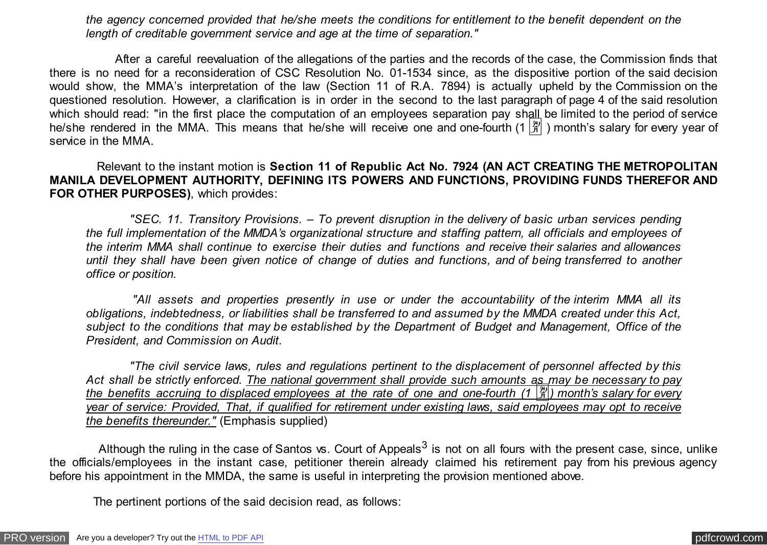*the agency concerned provided that he/she meets the conditions for entitlement to the benefit dependent on the length of creditable government service and age at the time of separation."*

After a careful reevaluation of the allegations of the parties and the records of the case, the Commission finds that there is no need for a reconsideration of CSC Resolution No. 01-1534 since, as the dispositive portion of the said decision would show, the MMA's interpretation of the law (Section 11 of R.A. 7894) is actually upheld by the Commission on the questioned resolution. However, a clarification is in order in the second to the last paragraph of page 4 of the said resolution which should read: "in the first place the computation of an employees separation pay shall be limited to the period of service he/she rendered in the MMA. This means that he/she will receive one and one-fourth (1 ¼ ) month's salary for every year of service in the MMA.

Relevant to the instant motion is **Section 11 of Republic Act No. 7924 (AN ACT CREATING THE METROPOLITAN MANILA DEVELOPMENT AUTHORITY, DEFINING ITS POWERS AND FUNCTIONS, PROVIDING FUNDS THEREFOR AND FOR OTHER PURPOSES)**, which provides:

> *"SEC. 11. Transitory Provisions. – To prevent disruption in the delivery of basic urban services pending the full implementation of the MMDA's organizational structure and staffing pattern, all officials and employees of the interim MMA shall continue to exercise their duties and functions and receive their salaries and allowances until they shall have been given notice of change of duties and functions, and of being transferred to another office or position.*
>
> *"All assets and properties presently in use or under the accountability of the interim MMA all its obligations, indebtedness, or liabilities shall be transferred to and assumed by the MMDA created under this Act, subject to the conditions that may be established by the Department of Budget and Management, Office of the President, and Commission on Audit.*
>
> *"The civil service laws, rules and regulations pertinent to the displacement of personnel affected by this Act shall be strictly enforced. The national government shall provide such amounts as may be necessary to pay the benefits accruing to displaced employees at the rate of one and one-fourth (1 ¼) month's salary for every year of service: Provided, That, if qualified for retirement under existing laws, said employees may opt to receive the benefits thereunder."* (Emphasis supplied)

Although the ruling in the case of Santos vs. Court of Appeals[3] is not on all fours with the present case, since, unlike the officials/employees in the instant case, petitioner therein already claimed his retirement pay from his previous agency before his appointment in the MMDA, the same is useful in interpreting the provision mentioned above.

The pertinent portions of the said decision read, as follows: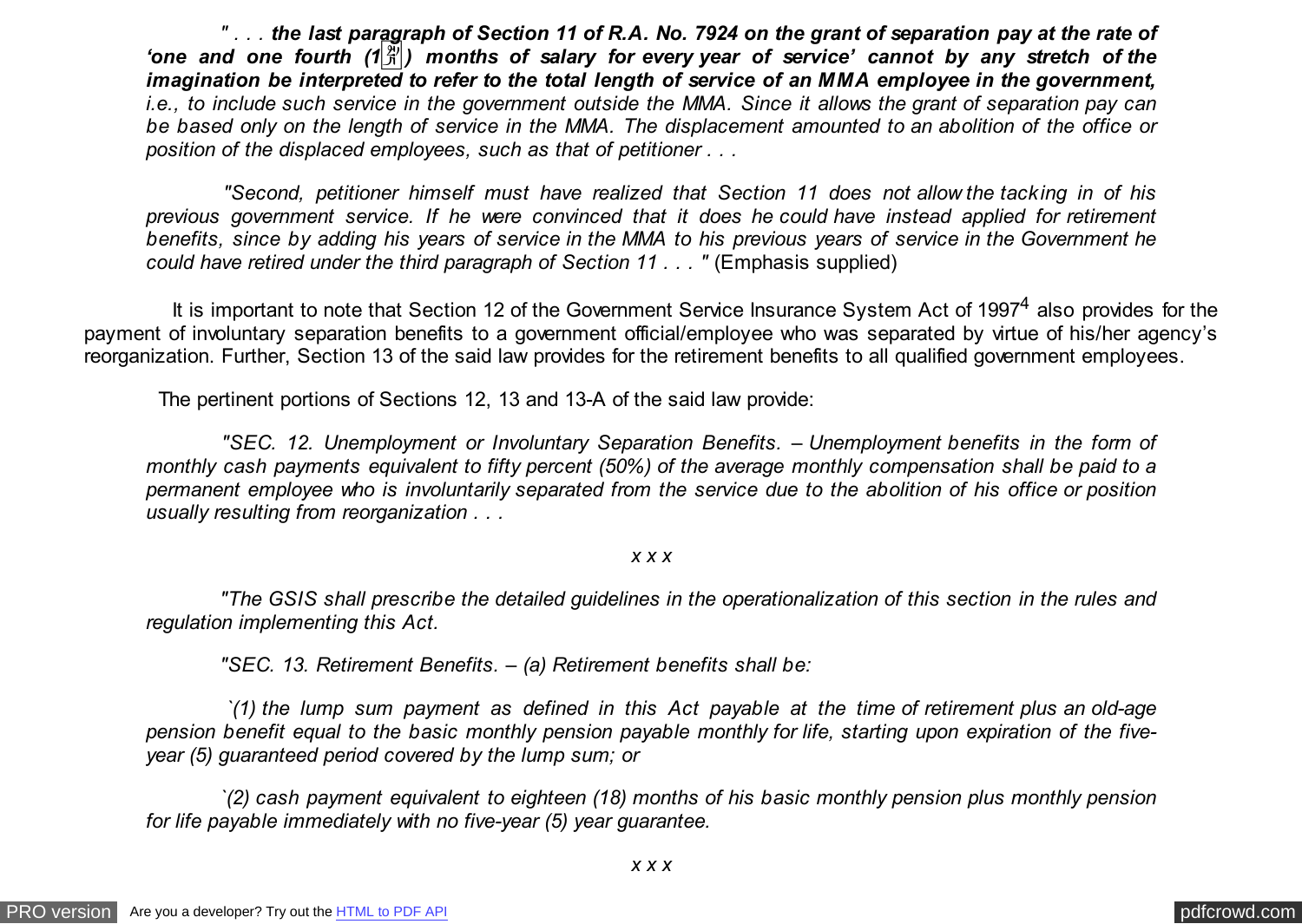*" . . . **the last paragraph of Section 11 of R.A. No. 7924 on the grant of separation pay at the rate of 'one and one fourth (1¼) months of salary for every year of service' cannot by any stretch of the imagination be interpreted to refer to the total length of service of an MMA employee in the government,** i.e., to include such service in the government outside the MMA. Since it allows the grant of separation pay can be based only on the length of service in the MMA. The displacement amounted to an abolition of the office or position of the displaced employees, such as that of petitioner . . .*

*"Second, petitioner himself must have realized that Section 11 does not allow the tacking in of his previous government service. If he were convinced that it does he could have instead applied for retirement benefits, since by adding his years of service in the MMA to his previous years of service in the Government he could have retired under the third paragraph of Section 11 . . . "* (Emphasis supplied)

It is important to note that Section 12 of the Government Service Insurance System Act of 1997[4] also provides for the payment of involuntary separation benefits to a government official/employee who was separated by virtue of his/her agency's reorganization. Further, Section 13 of the said law provides for the retirement benefits to all qualified government employees.

The pertinent portions of Sections 12, 13 and 13-A of the said law provide:

*"SEC. 12. Unemployment or Involuntary Separation Benefits. – Unemployment benefits in the form of monthly cash payments equivalent to fifty percent (50%) of the average monthly compensation shall be paid to a permanent employee who is involuntarily separated from the service due to the abolition of his office or position usually resulting from reorganization . . .*

*x x x*

*"The GSIS shall prescribe the detailed guidelines in the operationalization of this section in the rules and regulation implementing this Act.*

*"SEC. 13. Retirement Benefits. – (a) Retirement benefits shall be:*

*`(1) the lump sum payment as defined in this Act payable at the time of retirement plus an old-age pension benefit equal to the basic monthly pension payable monthly for life, starting upon expiration of the five-year (5) guaranteed period covered by the lump sum; or*

*`(2) cash payment equivalent to eighteen (18) months of his basic monthly pension plus monthly pension for life payable immediately with no five-year (5) year guarantee.*

*x x x*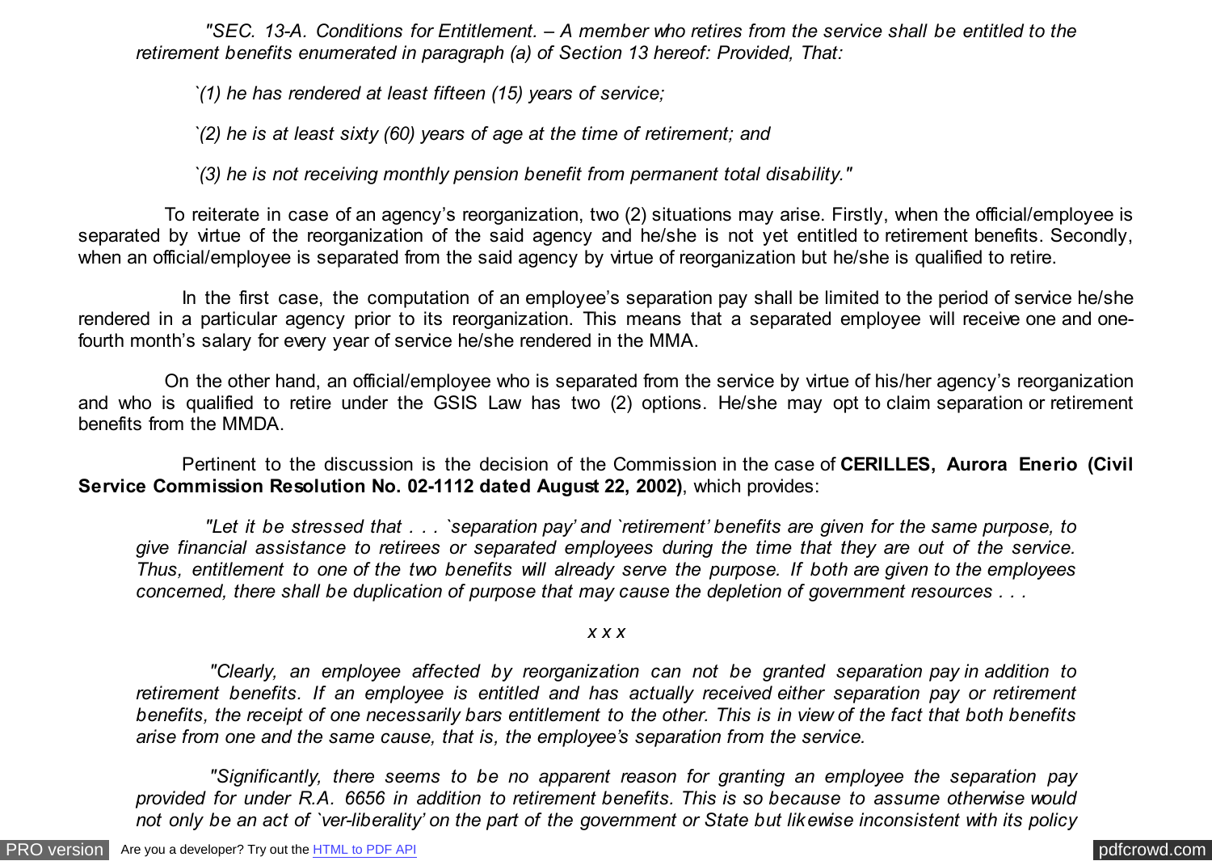*"SEC. 13-A. Conditions for Entitlement. – A member who retires from the service shall be entitled to the retirement benefits enumerated in paragraph (a) of Section 13 hereof: Provided, That:*

*`(1) he has rendered at least fifteen (15) years of service;*

*`(2) he is at least sixty (60) years of age at the time of retirement; and*

*`(3) he is not receiving monthly pension benefit from permanent total disability."*

To reiterate in case of an agency's reorganization, two (2) situations may arise. Firstly, when the official/employee is separated by virtue of the reorganization of the said agency and he/she is not yet entitled to retirement benefits. Secondly, when an official/employee is separated from the said agency by virtue of reorganization but he/she is qualified to retire.

In the first case, the computation of an employee's separation pay shall be limited to the period of service he/she rendered in a particular agency prior to its reorganization. This means that a separated employee will receive one and one-fourth month's salary for every year of service he/she rendered in the MMA.

On the other hand, an official/employee who is separated from the service by virtue of his/her agency's reorganization and who is qualified to retire under the GSIS Law has two (2) options. He/she may opt to claim separation or retirement benefits from the MMDA.

Pertinent to the discussion is the decision of the Commission in the case of **CERILLES, Aurora Enerio (Civil Service Commission Resolution No. 02-1112 dated August 22, 2002)**, which provides:

*"Let it be stressed that . . . `separation pay' and `retirement' benefits are given for the same purpose, to give financial assistance to retirees or separated employees during the time that they are out of the service. Thus, entitlement to one of the two benefits will already serve the purpose. If both are given to the employees concerned, there shall be duplication of purpose that may cause the depletion of government resources . . .*

*x x x*

*"Clearly, an employee affected by reorganization can not be granted separation pay in addition to retirement benefits. If an employee is entitled and has actually received either separation pay or retirement benefits, the receipt of one necessarily bars entitlement to the other. This is in view of the fact that both benefits arise from one and the same cause, that is, the employee's separation from the service.*

*"Significantly, there seems to be no apparent reason for granting an employee the separation pay provided for under R.A. 6656 in addition to retirement benefits. This is so because to assume otherwise would not only be an act of `ver-liberality' on the part of the government or State but likewise inconsistent with its policy*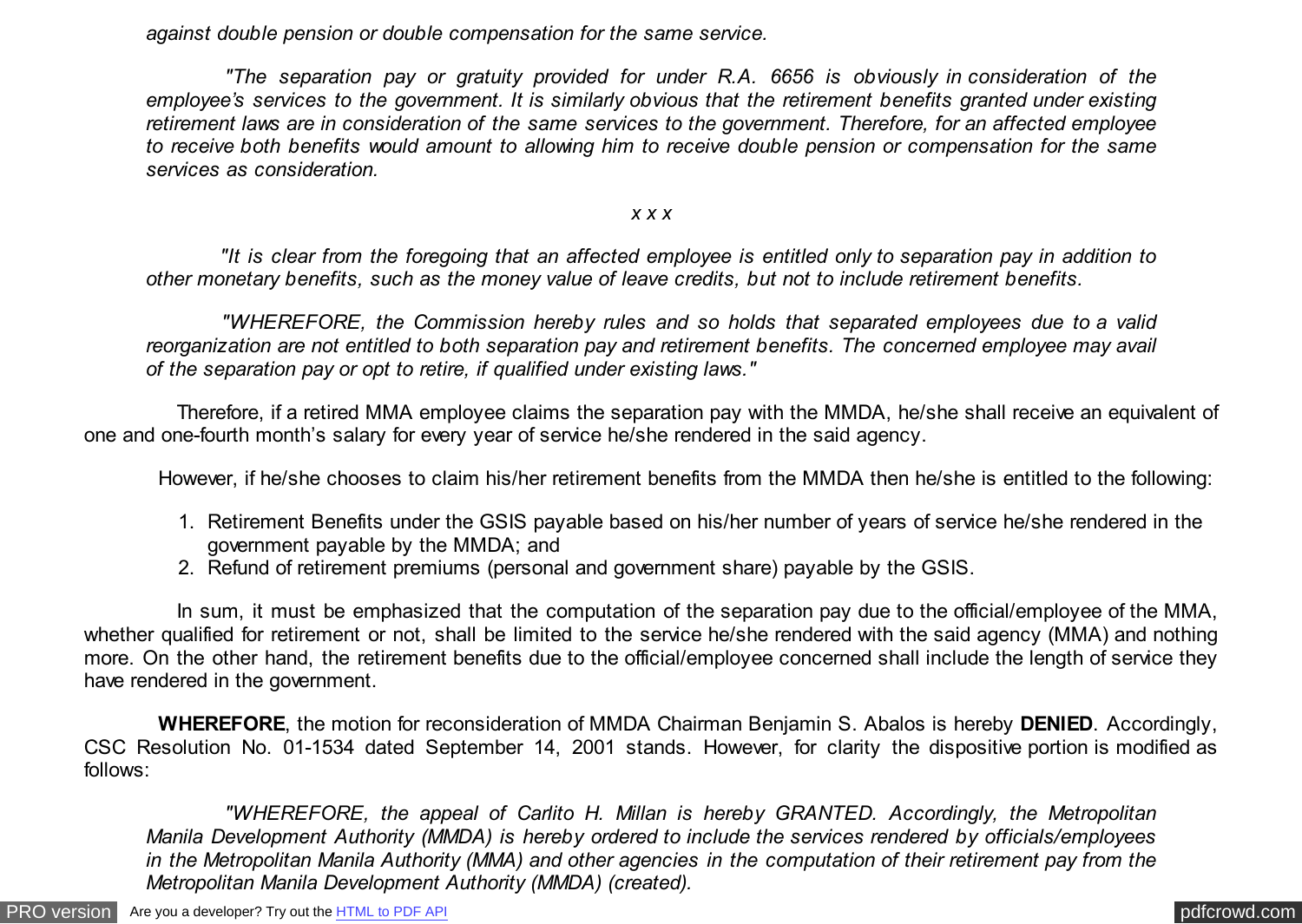*against double pension or double compensation for the same service.*

*"The separation pay or gratuity provided for under R.A. 6656 is obviously in consideration of the employee's services to the government. It is similarly obvious that the retirement benefits granted under existing retirement laws are in consideration of the same services to the government. Therefore, for an affected employee to receive both benefits would amount to allowing him to receive double pension or compensation for the same services as consideration.*

*x x x*

*"It is clear from the foregoing that an affected employee is entitled only to separation pay in addition to other monetary benefits, such as the money value of leave credits, but not to include retirement benefits.*

*"WHEREFORE, the Commission hereby rules and so holds that separated employees due to a valid reorganization are not entitled to both separation pay and retirement benefits. The concerned employee may avail of the separation pay or opt to retire, if qualified under existing laws."*

Therefore, if a retired MMA employee claims the separation pay with the MMDA, he/she shall receive an equivalent of one and one-fourth month's salary for every year of service he/she rendered in the said agency.

However, if he/she chooses to claim his/her retirement benefits from the MMDA then he/she is entitled to the following:

1. Retirement Benefits under the GSIS payable based on his/her number of years of service he/she rendered in the government payable by the MMDA; and
2. Refund of retirement premiums (personal and government share) payable by the GSIS.

In sum, it must be emphasized that the computation of the separation pay due to the official/employee of the MMA, whether qualified for retirement or not, shall be limited to the service he/she rendered with the said agency (MMA) and nothing more. On the other hand, the retirement benefits due to the official/employee concerned shall include the length of service they have rendered in the government.

**WHEREFORE**, the motion for reconsideration of MMDA Chairman Benjamin S. Abalos is hereby **DENIED**. Accordingly, CSC Resolution No. 01-1534 dated September 14, 2001 stands. However, for clarity the dispositive portion is modified as follows:

*"WHEREFORE, the appeal of Carlito H. Millan is hereby GRANTED. Accordingly, the Metropolitan Manila Development Authority (MMDA) is hereby ordered to include the services rendered by officials/employees in the Metropolitan Manila Authority (MMA) and other agencies in the computation of their retirement pay from the Metropolitan Manila Development Authority (MMDA) (created).*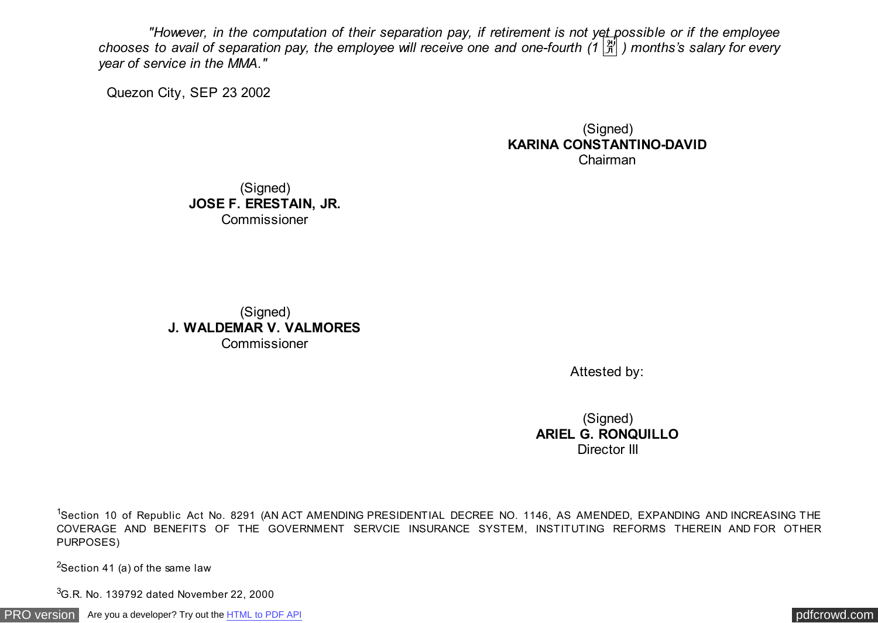*"However, in the computation of their separation pay, if retirement is not yet possible or if the employee chooses to avail of separation pay, the employee will receive one and one-fourth (1 ¼ ) months's salary for every year of service in the MMA."*

Quezon City, SEP 23 2002

(Signed)
**KARINA CONSTANTINO-DAVID**
Chairman

(Signed)
**JOSE F. ERESTAIN, JR.**
Commissioner

(Signed)
**J. WALDEMAR V. VALMORES**
Commissioner

Attested by:

(Signed)
**ARIEL G. RONQUILLO**
Director III

[1]Section 10 of Republic Act No. 8291 (AN ACT AMENDING PRESIDENTIAL DECREE NO. 1146, AS AMENDED, EXPANDING AND INCREASING THE COVERAGE AND BENEFITS OF THE GOVERNMENT SERVCIE INSURANCE SYSTEM, INSTITUTING REFORMS THEREIN AND FOR OTHER PURPOSES)

[2]Section 41 (a) of the same law

[3]G.R. No. 139792 dated November 22, 2000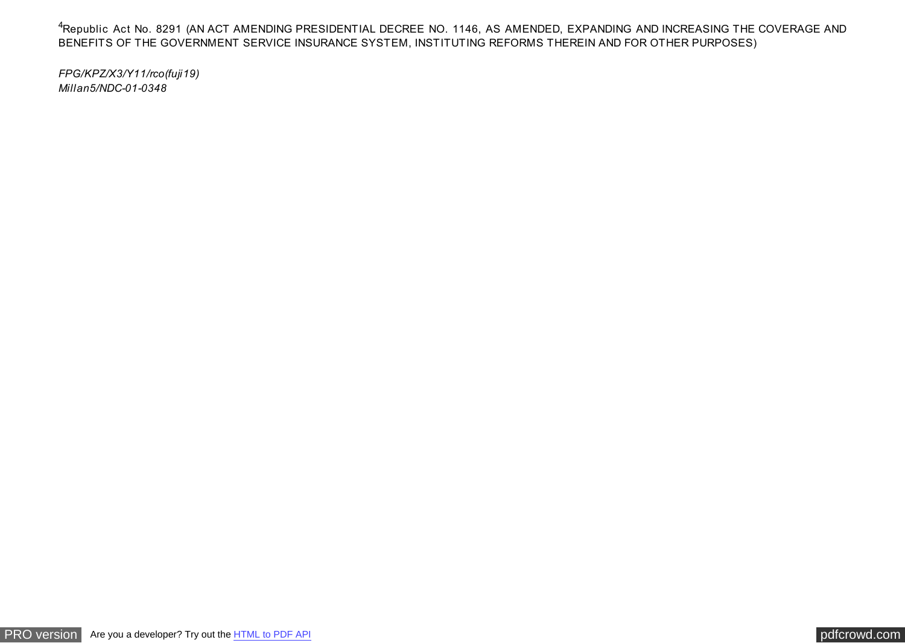[4]Republic Act No. 8291 (AN ACT AMENDING PRESIDENTIAL DECREE NO. 1146, AS AMENDED, EXPANDING AND INCREASING THE COVERAGE AND BENEFITS OF THE GOVERNMENT SERVICE INSURANCE SYSTEM, INSTITUTING REFORMS THEREIN AND FOR OTHER PURPOSES)

*FPG/KPZ/X3/Y11/rco(fuji19)*
*Millan5/NDC-01-0348*